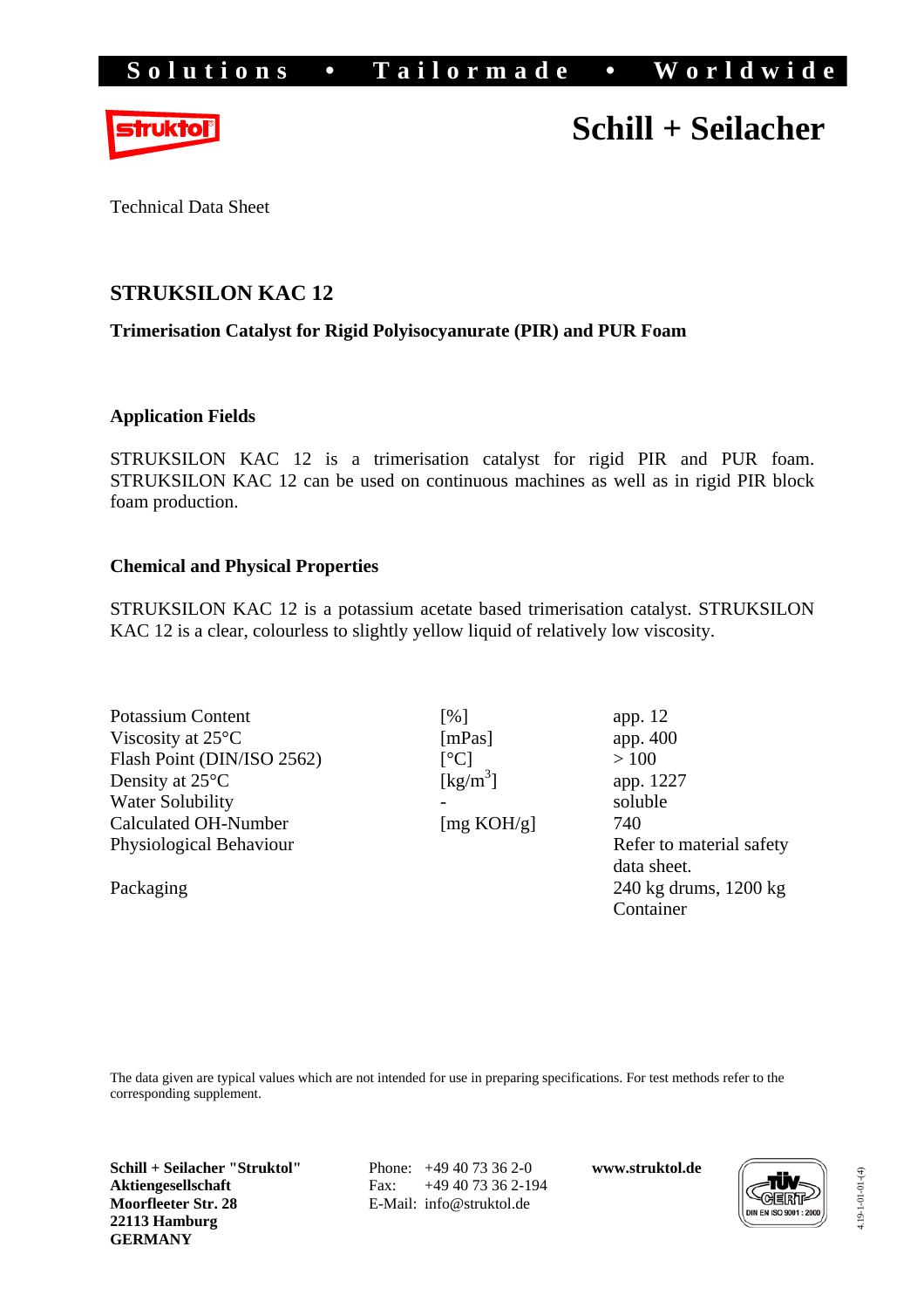Solutions • Tailormade • Worldwide

struktol

# Schill + Seilacher

Technical Data Sheet

## STRUKSILON KAC 12

**Trimerisation Catalyst for Rigid Polyisocyanurate (PIR) and PUR Foam**

### Application Fields

STRUKSILON KAC 12 is a trimerisation catalyst for rigid PIR and PUR foam. STRUKSILON KAC 12 can be used on continuous machines as well as in rigid PIR block foam production.

### Chemical and Physical Properties

STRUKSILON KAC 12 is a potassium acetate based trimerisation catalyst. STRUKSILON KAC 12 is a clear, colourless to slightly yellow liquid of relatively low viscosity.

| | | |
|---|---|---|
| Potassium Content | [%] | app. 12 |
| Viscosity at 25°C | [mPas] | app. 400 |
| Flash Point (DIN/ISO 2562) | [°C] | > 100 |
| Density at 25°C | [kg/m$^3$] | app. 1227 |
| Water Solubility | - | soluble |
| Calculated OH-Number | [mg KOH/g] | 740 |
| Physiological Behaviour | | Refer to material safety data sheet. |
| Packaging | | 240 kg drums, 1200 kg Container |

The data given are typical values which are not intended for use in preparing specifications. For test methods refer to the corresponding supplement.

**Schill + Seilacher "Struktol" Aktiengesellschaft**
**Moorfleeter Str. 28**
**22113 Hamburg**
**GERMANY**

Phone: +49 40 73 36 2-0
Fax: +49 40 73 36 2-194
E-Mail: info@struktol.de

**www.struktol.de**

TÜV CERT DIN EN ISO 9001 : 2000

4.19-1-01-01-(4)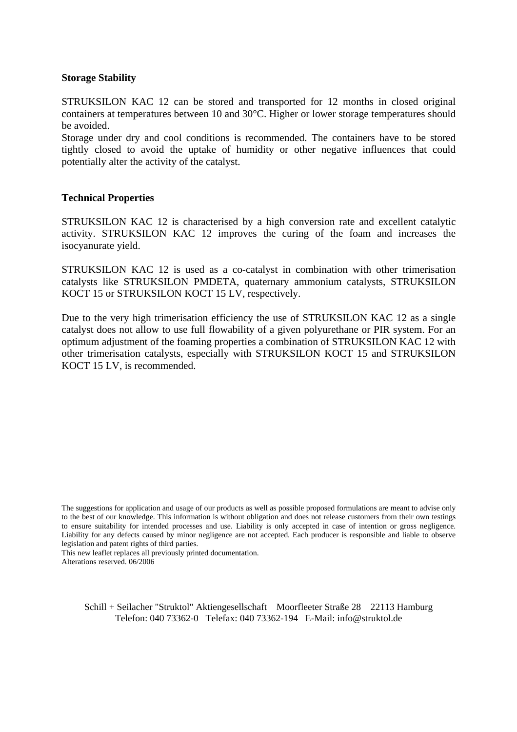**Storage Stability**

STRUKSILON KAC 12 can be stored and transported for 12 months in closed original containers at temperatures between 10 and 30°C. Higher or lower storage temperatures should be avoided.
Storage under dry and cool conditions is recommended. The containers have to be stored tightly closed to avoid the uptake of humidity or other negative influences that could potentially alter the activity of the catalyst.

**Technical Properties**

STRUKSILON KAC 12 is characterised by a high conversion rate and excellent catalytic activity. STRUKSILON KAC 12 improves the curing of the foam and increases the isocyanurate yield.

STRUKSILON KAC 12 is used as a co-catalyst in combination with other trimerisation catalysts like STRUKSILON PMDETA, quaternary ammonium catalysts, STRUKSILON KOCT 15 or STRUKSILON KOCT 15 LV, respectively.

Due to the very high trimerisation efficiency the use of STRUKSILON KAC 12 as a single catalyst does not allow to use full flowability of a given polyurethane or PIR system. For an optimum adjustment of the foaming properties a combination of STRUKSILON KAC 12 with other trimerisation catalysts, especially with STRUKSILON KOCT 15 and STRUKSILON KOCT 15 LV, is recommended.

The suggestions for application and usage of our products as well as possible proposed formulations are meant to advise only to the best of our knowledge. This information is without obligation and does not release customers from their own testings to ensure suitability for intended processes and use. Liability is only accepted in case of intention or gross negligence. Liability for any defects caused by minor negligence are not accepted. Each producer is responsible and liable to observe legislation and patent rights of third parties.
This new leaflet replaces all previously printed documentation.
Alterations reserved. 06/2006

Schill + Seilacher "Struktol" Aktiengesellschaft Moorfleeter Straße 28 22113 Hamburg
Telefon: 040 73362-0 Telefax: 040 73362-194 E-Mail: info@struktol.de